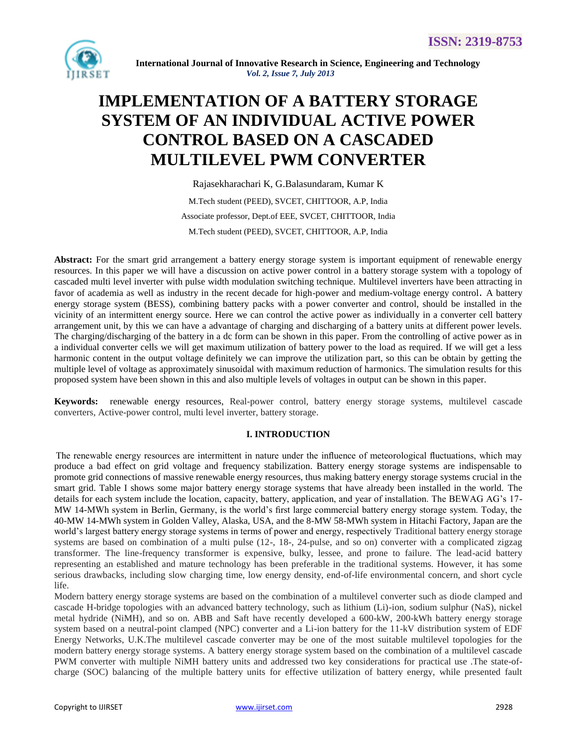# IMPLEMENTATION OF A BATTERY STORAGE SYSTEM OF AN INDIVIDUAL ACTIVE POWER CONTROL BASED ON A CASCADED MULTILEVEL PWM CONVERTER

Rajasekharachari K, G.Balasundaram, Kumar K

M.Tech student (PEED), SVCET, CHITTOOR, A.P, India

Associate professor, Dept.of EEE, SVCET, CHITTOOR, India

M.Tech student (PEED), SVCET, CHITTOOR, A.P, India

**Abstract:** For the smart grid arrangement a battery energy storage system is important equipment of renewable energy resources. In this paper we will have a discussion on active power control in a battery storage system with a topology of cascaded multi level inverter with pulse width modulation switching technique. Multilevel inverters have been attracting in favor of academia as well as industry in the recent decade for high-power and medium-voltage energy control. A battery energy storage system (BESS), combining battery packs with a power converter and control, should be installed in the vicinity of an intermittent energy source. Here we can control the active power as individually in a converter cell battery arrangement unit, by this we can have a advantage of charging and discharging of a battery units at different power levels. The charging/discharging of the battery in a dc form can be shown in this paper. From the controlling of active power as in a individual converter cells we will get maximum utilization of battery power to the load as required. If we will get a less harmonic content in the output voltage definitely we can improve the utilization part, so this can be obtain by getting the multiple level of voltage as approximately sinusoidal with maximum reduction of harmonics. The simulation results for this proposed system have been shown in this and also multiple levels of voltages in output can be shown in this paper.

**Keywords:** renewable energy resources, Real-power control, battery energy storage systems, multilevel cascade converters, Active-power control, multi level inverter, battery storage.

## I. INTRODUCTION

The renewable energy resources are intermittent in nature under the influence of meteorological fluctuations, which may produce a bad effect on grid voltage and frequency stabilization. Battery energy storage systems are indispensable to promote grid connections of massive renewable energy resources, thus making battery energy storage systems crucial in the smart grid. Table I shows some major battery energy storage systems that have already been installed in the world. The details for each system include the location, capacity, battery, application, and year of installation. The BEWAG AG's 17-MW 14-MWh system in Berlin, Germany, is the world's first large commercial battery energy storage system. Today, the 40-MW 14-MWh system in Golden Valley, Alaska, USA, and the 8-MW 58-MWh system in Hitachi Factory, Japan are the world's largest battery energy storage systems in terms of power and energy, respectively Traditional battery energy storage systems are based on combination of a multi pulse (12-, 18-, 24-pulse, and so on) converter with a complicated zigzag transformer. The line-frequency transformer is expensive, bulky, lessee, and prone to failure. The lead-acid battery representing an established and mature technology has been preferable in the traditional systems. However, it has some serious drawbacks, including slow charging time, low energy density, end-of-life environmental concern, and short cycle life.

Modern battery energy storage systems are based on the combination of a multilevel converter such as diode clamped and cascade H-bridge topologies with an advanced battery technology, such as lithium (Li)-ion, sodium sulphur (NaS), nickel metal hydride (NiMH), and so on. ABB and Saft have recently developed a 600-kW, 200-kWh battery energy storage system based on a neutral-point clamped (NPC) converter and a Li-ion battery for the 11-kV distribution system of EDF Energy Networks, U.K.The multilevel cascade converter may be one of the most suitable multilevel topologies for the modern battery energy storage systems. A battery energy storage system based on the combination of a multilevel cascade PWM converter with multiple NiMH battery units and addressed two key considerations for practical use .The state-of-charge (SOC) balancing of the multiple battery units for effective utilization of battery energy, while presented fault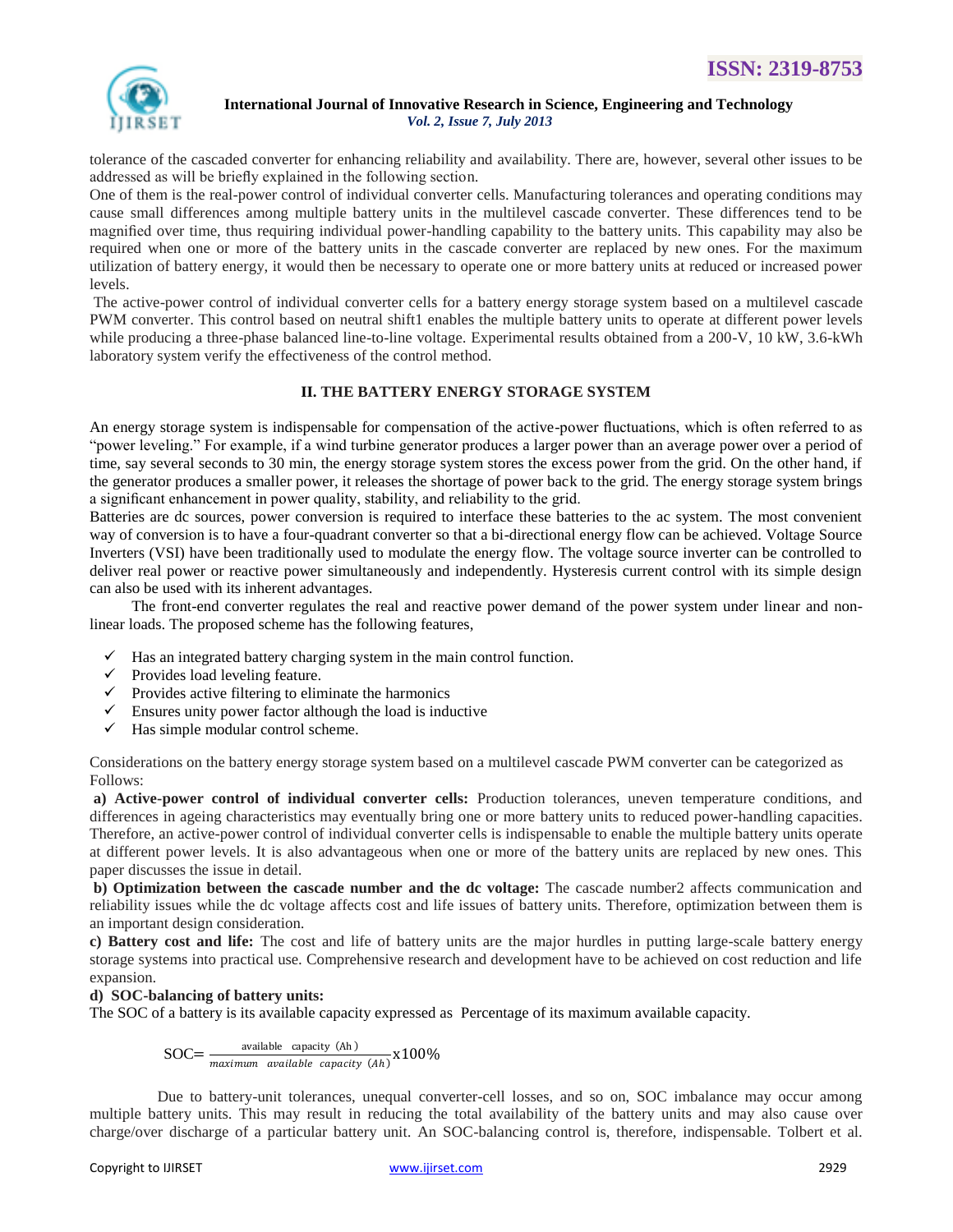tolerance of the cascaded converter for enhancing reliability and availability. There are, however, several other issues to be addressed as will be briefly explained in the following section.

One of them is the real-power control of individual converter cells. Manufacturing tolerances and operating conditions may cause small differences among multiple battery units in the multilevel cascade converter. These differences tend to be magnified over time, thus requiring individual power-handling capability to the battery units. This capability may also be required when one or more of the battery units in the cascade converter are replaced by new ones. For the maximum utilization of battery energy, it would then be necessary to operate one or more battery units at reduced or increased power levels.

The active-power control of individual converter cells for a battery energy storage system based on a multilevel cascade PWM converter. This control based on neutral shift1 enables the multiple battery units to operate at different power levels while producing a three-phase balanced line-to-line voltage. Experimental results obtained from a 200-V, 10 kW, 3.6-kWh laboratory system verify the effectiveness of the control method.

## II. THE BATTERY ENERGY STORAGE SYSTEM

An energy storage system is indispensable for compensation of the active-power fluctuations, which is often referred to as "power leveling." For example, if a wind turbine generator produces a larger power than an average power over a period of time, say several seconds to 30 min, the energy storage system stores the excess power from the grid. On the other hand, if the generator produces a smaller power, it releases the shortage of power back to the grid. The energy storage system brings a significant enhancement in power quality, stability, and reliability to the grid.

Batteries are dc sources, power conversion is required to interface these batteries to the ac system. The most convenient way of conversion is to have a four-quadrant converter so that a bi-directional energy flow can be achieved. Voltage Source Inverters (VSI) have been traditionally used to modulate the energy flow. The voltage source inverter can be controlled to deliver real power or reactive power simultaneously and independently. Hysteresis current control with its simple design can also be used with its inherent advantages.

The front-end converter regulates the real and reactive power demand of the power system under linear and non-linear loads. The proposed scheme has the following features,

- ✓ Has an integrated battery charging system in the main control function.
- ✓ Provides load leveling feature.
- ✓ Provides active filtering to eliminate the harmonics
- ✓ Ensures unity power factor although the load is inductive
- ✓ Has simple modular control scheme.

Considerations on the battery energy storage system based on a multilevel cascade PWM converter can be categorized as Follows:

**a) Active-power control of individual converter cells:** Production tolerances, uneven temperature conditions, and differences in ageing characteristics may eventually bring one or more battery units to reduced power-handling capacities. Therefore, an active-power control of individual converter cells is indispensable to enable the multiple battery units operate at different power levels. It is also advantageous when one or more of the battery units are replaced by new ones. This paper discusses the issue in detail.

**b) Optimization between the cascade number and the dc voltage:** The cascade number2 affects communication and reliability issues while the dc voltage affects cost and life issues of battery units. Therefore, optimization between them is an important design consideration.

**c) Battery cost and life:** The cost and life of battery units are the major hurdles in putting large-scale battery energy storage systems into practical use. Comprehensive research and development have to be achieved on cost reduction and life expansion.

**d) SOC-balancing of battery units:**

The SOC of a battery is its available capacity expressed as Percentage of its maximum available capacity.

$$SOC = \frac{\text{available capacity (Ah)}}{\text{maximum available capacity (Ah)}} \times 100\%$$

Due to battery-unit tolerances, unequal converter-cell losses, and so on, SOC imbalance may occur among multiple battery units. This may result in reducing the total availability of the battery units and may also cause over charge/over discharge of a particular battery unit. An SOC-balancing control is, therefore, indispensable. Tolbert et al.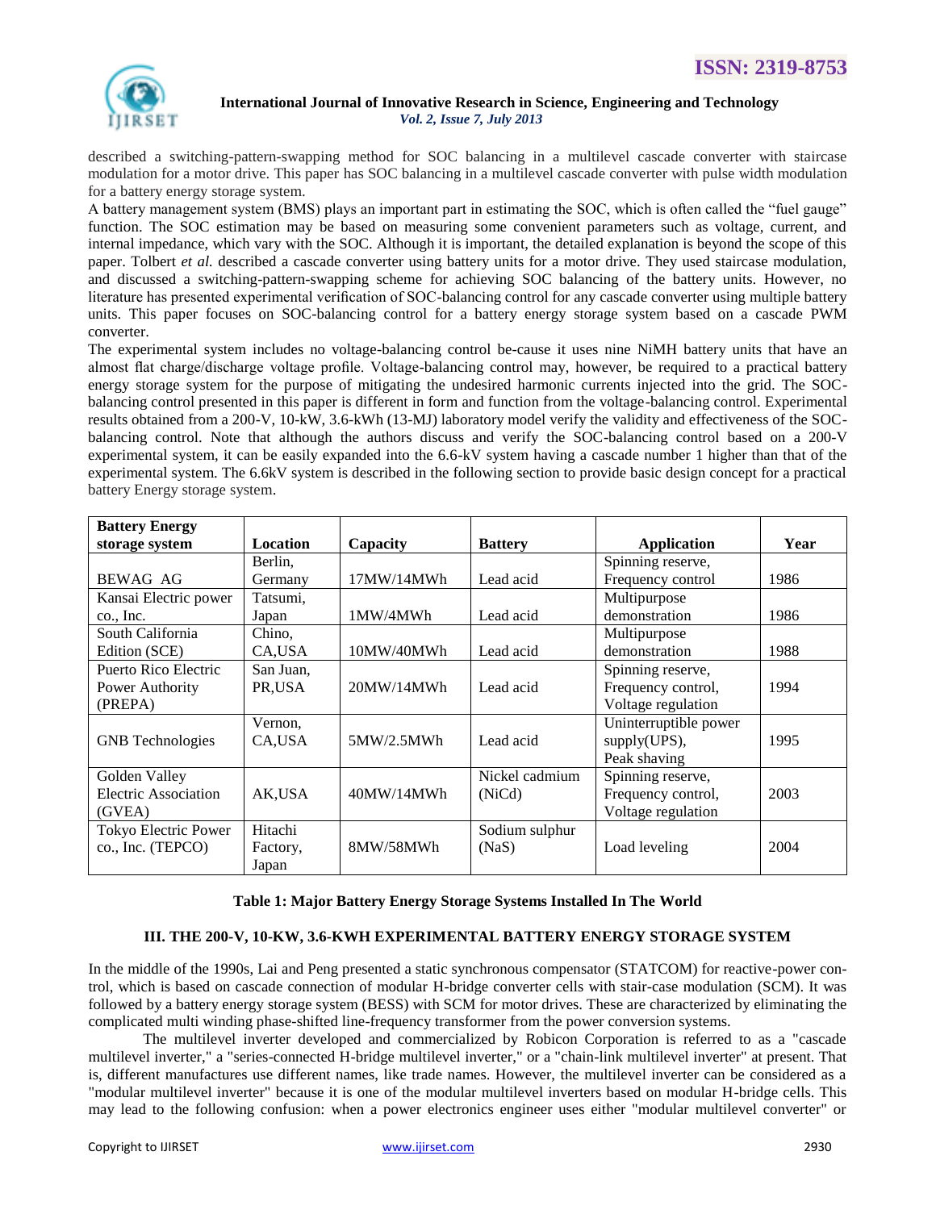described a switching-pattern-swapping method for SOC balancing in a multilevel cascade converter with staircase modulation for a motor drive. This paper has SOC balancing in a multilevel cascade converter with pulse width modulation for a battery energy storage system.

A battery management system (BMS) plays an important part in estimating the SOC, which is often called the "fuel gauge" function. The SOC estimation may be based on measuring some convenient parameters such as voltage, current, and internal impedance, which vary with the SOC. Although it is important, the detailed explanation is beyond the scope of this paper. Tolbert *et al.* described a cascade converter using battery units for a motor drive. They used staircase modulation, and discussed a switching-pattern-swapping scheme for achieving SOC balancing of the battery units. However, no literature has presented experimental verification of SOC-balancing control for any cascade converter using multiple battery units. This paper focuses on SOC-balancing control for a battery energy storage system based on a cascade PWM converter.

The experimental system includes no voltage-balancing control be-cause it uses nine NiMH battery units that have an almost flat charge/discharge voltage profile. Voltage-balancing control may, however, be required to a practical battery energy storage system for the purpose of mitigating the undesired harmonic currents injected into the grid. The SOC-balancing control presented in this paper is different in form and function from the voltage-balancing control. Experimental results obtained from a 200-V, 10-kW, 3.6-kWh (13-MJ) laboratory model verify the validity and effectiveness of the SOC-balancing control. Note that although the authors discuss and verify the SOC-balancing control based on a 200-V experimental system, it can be easily expanded into the 6.6-kV system having a cascade number 1 higher than that of the experimental system. The 6.6kV system is described in the following section to provide basic design concept for a practical battery Energy storage system.

| Battery Energy storage system | Location | Capacity | Battery | Application | Year |
|---|---|---|---|---|---|
| BEWAG AG | Berlin, Germany | 17MW/14MWh | Lead acid | Spinning reserve, Frequency control | 1986 |
| Kansai Electric power co., Inc. | Tatsumi, Japan | 1MW/4MWh | Lead acid | Multipurpose demonstration | 1986 |
| South California Edition (SCE) | Chino, CA,USA | 10MW/40MWh | Lead acid | Multipurpose demonstration | 1988 |
| Puerto Rico Electric Power Authority (PREPA) | San Juan, PR,USA | 20MW/14MWh | Lead acid | Spinning reserve, Frequency control, Voltage regulation | 1994 |
| GNB Technologies | Vernon, CA,USA | 5MW/2.5MWh | Lead acid | Uninterruptible power supply(UPS), Peak shaving | 1995 |
| Golden Valley Electric Association (GVEA) | AK,USA | 40MW/14MWh | Nickel cadmium (NiCd) | Spinning reserve, Frequency control, Voltage regulation | 2003 |
| Tokyo Electric Power co., Inc. (TEPCO) | Hitachi Factory, Japan | 8MW/58MWh | Sodium sulphur (NaS) | Load leveling | 2004 |

**Table 1: Major Battery Energy Storage Systems Installed In The World**

## III. THE 200-V, 10-KW, 3.6-KWH EXPERIMENTAL BATTERY ENERGY STORAGE SYSTEM

In the middle of the 1990s, Lai and Peng presented a static synchronous compensator (STATCOM) for reactive-power con-trol, which is based on cascade connection of modular H-bridge converter cells with stair-case modulation (SCM). It was followed by a battery energy storage system (BESS) with SCM for motor drives. These are characterized by eliminating the complicated multi winding phase-shifted line-frequency transformer from the power conversion systems.

The multilevel inverter developed and commercialized by Robicon Corporation is referred to as a "cascade multilevel inverter," a "series-connected H-bridge multilevel inverter," or a "chain-link multilevel inverter" at present. That is, different manufactures use different names, like trade names. However, the multilevel inverter can be considered as a "modular multilevel inverter" because it is one of the modular multilevel inverters based on modular H-bridge cells. This may lead to the following confusion: when a power electronics engineer uses either "modular multilevel converter" or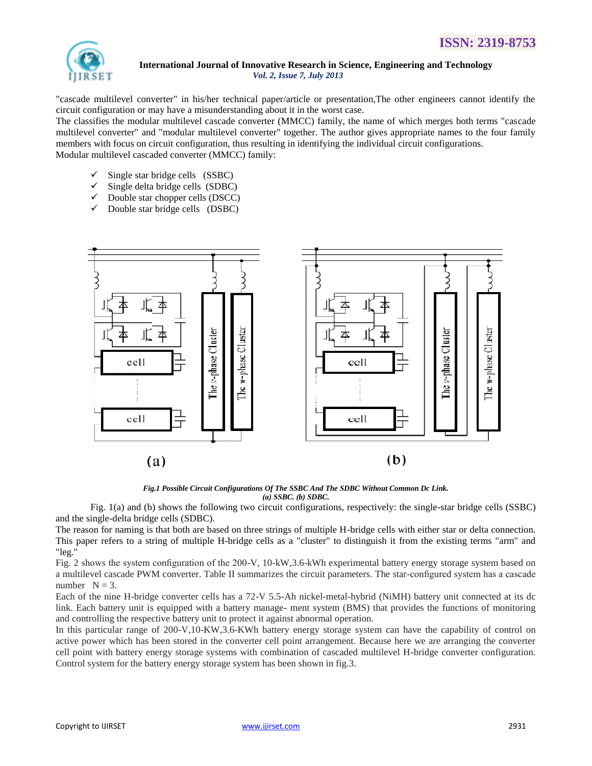"cascade multilevel converter" in his/her technical paper/article or presentation,The other engineers cannot identify the circuit configuration or may have a misunderstanding about it in the worst case.

The classifies the modular multilevel cascade converter (MMCC) family, the name of which merges both terms "cascade multilevel converter" and "modular multilevel converter" together. The author gives appropriate names to the four family members with focus on circuit configuration, thus resulting in identifying the individual circuit configurations.

Modular multilevel cascaded converter (MMCC) family:

- ✓ Single star bridge cells (SSBC)
- ✓ Single delta bridge cells (SDBC)
- ✓ Double star chopper cells (DSCC)
- ✓ Double star bridge cells (DSBC)

*Fig.1 Possible Circuit Configurations Of The SSBC And The SDBC Without Common Dc Link.*
*(a) SSBC. (b) SDBC.*

Fig. 1(a) and (b) shows the following two circuit configurations, respectively: the single-star bridge cells (SSBC) and the single-delta bridge cells (SDBC).

The reason for naming is that both are based on three strings of multiple H-bridge cells with either star or delta connection. This paper refers to a string of multiple H-bridge cells as a "cluster" to distinguish it from the existing terms "arm" and "leg."

Fig. 2 shows the system configuration of the 200-V, 10-kW,3.6-kWh experimental battery energy storage system based on a multilevel cascade PWM converter. Table II summarizes the circuit parameters. The star-configured system has a cascade number $N = 3$.

Each of the nine H-bridge converter cells has a 72-V 5.5-Ah nickel-metal-hybrid (NiMH) battery unit connected at its dc link. Each battery unit is equipped with a battery manage- ment system (BMS) that provides the functions of monitoring and controlling the respective battery unit to protect it against abnormal operation.

In this particular range of 200-V,10-KW,3.6-KWh battery energy storage system can have the capability of control on active power which has been stored in the converter cell point arrangement. Because here we are arranging the converter cell point with battery energy storage systems with combination of cascaded multilevel H-bridge converter configuration. Control system for the battery energy storage system has been shown in fig.3.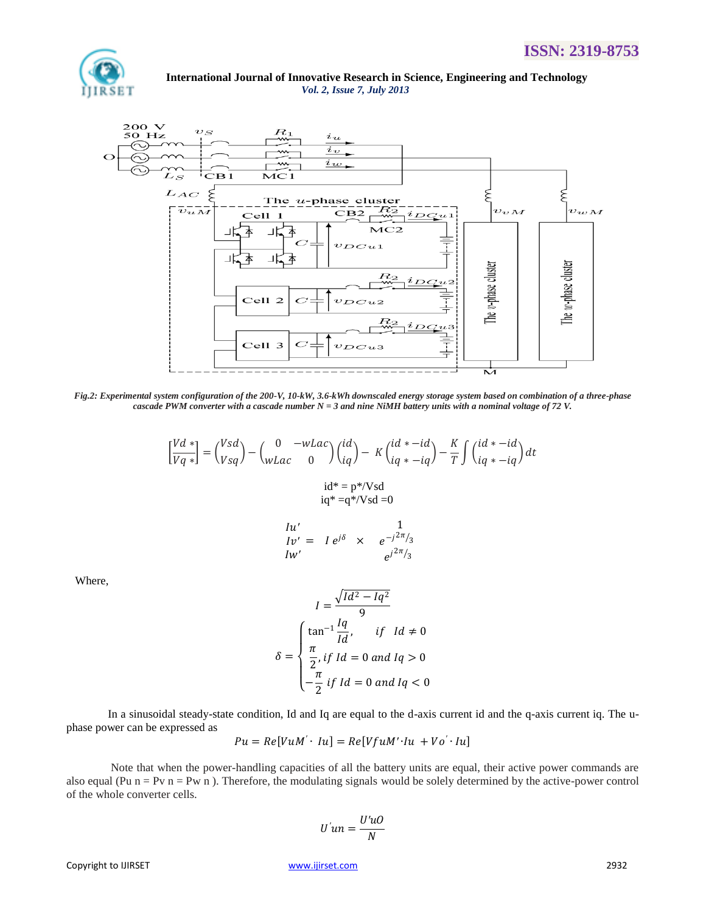Fig.2: Experimental system configuration of the 200-V, 10-kW, 3.6-kWh downscaled energy storage system based on combination of a three-phase cascade PWM converter with a cascade number N = 3 and nine NiMH battery units with a nominal voltage of 72 V.

$$\begin{bmatrix} Vd* \\ Vq* \end{bmatrix} = \begin{pmatrix} Vsd \\ Vsq \end{pmatrix} - \begin{pmatrix} 0 & -wLac \\ wLac & 0 \end{pmatrix} \begin{pmatrix} id \\ iq \end{pmatrix} - K \begin{pmatrix} id*-id \\ iq*-iq \end{pmatrix} - \frac{K}{T} \int \begin{pmatrix} id*-id \\ iq*-iq \end{pmatrix} dt$$

id* = p*/Vsd

iq* =q*/Vsd =0

$$\begin{matrix} Iu' \\ Iv' \\ Iw' \end{matrix} = I\, e^{j\delta} \times \begin{matrix} 1 \\ e^{-j2\pi/3} \\ e^{j2\pi/3} \end{matrix}$$

Where,

$$I = \frac{\sqrt{Id^2 - Iq^2}}{9}$$

$$\delta = \begin{cases} \tan^{-1}\frac{Iq}{Id}, & if \;\; Id \neq 0 \\ \frac{\pi}{2}, if \; Id = 0 \; and \; Iq > 0 \\ -\frac{\pi}{2} \; if \; Id = 0 \; and \; Iq < 0 \end{cases}$$

In a sinusoidal steady-state condition, Id and Iq are equal to the d-axis current id and the q-axis current iq. The u-phase power can be expressed as

$$Pu = Re[VuM' \cdot Iu] = Re[VfuM' \cdot Iu + Vo' \cdot Iu]$$

Note that when the power-handling capacities of all the battery units are equal, their active power commands are also equal (Pu n = Pv n = Pw n ). Therefore, the modulating signals would be solely determined by the active-power control of the whole converter cells.

$$U'un = \frac{U'uO}{N}$$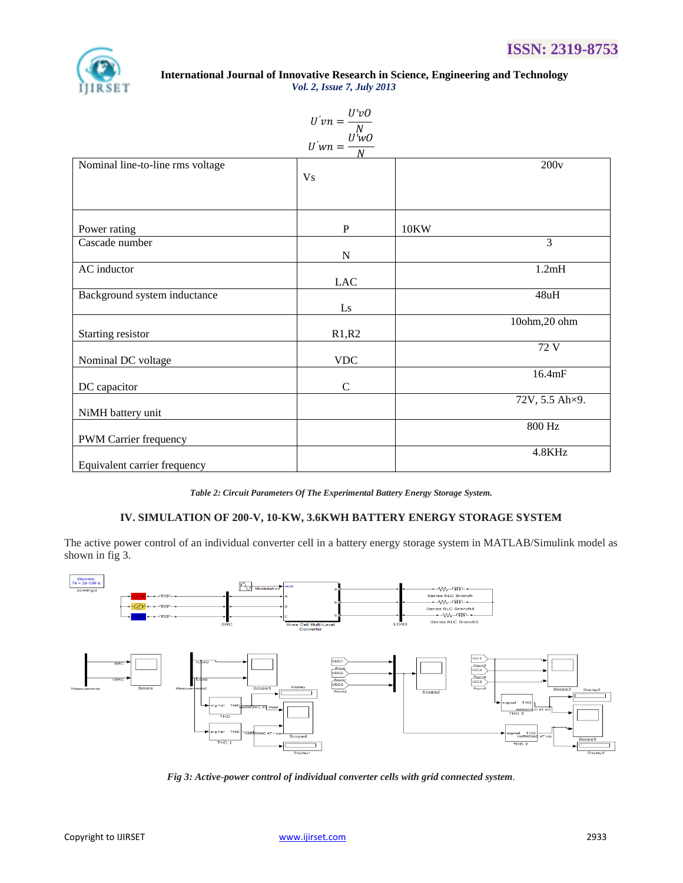$$U'vn = \frac{U'vO}{N}$$

$$U'wn = \frac{U'wO}{N}$$

| | | |
|---|---|---|
| Nominal line-to-line rms voltage | Vs | 200v |
| Power rating | P | 10KW |
| Cascade number | N | 3 |
| AC inductor | LAC | 1.2mH |
| Background system inductance | Ls | 48uH |
| Starting resistor | R1,R2 | 10ohm,20 ohm |
| Nominal DC voltage | VDC | 72 V |
| DC capacitor | C | 16.4mF |
| NiMH battery unit | | 72V, 5.5 Ah×9. |
| PWM Carrier frequency | | 800 Hz |
| Equivalent carrier frequency | | 4.8KHz |

*Table 2: Circuit Parameters Of The Experimental Battery Energy Storage System.*

## IV. SIMULATION OF 200-V, 10-KW, 3.6KWH BATTERY ENERGY STORAGE SYSTEM

The active power control of an individual converter cell in a battery energy storage system in MATLAB/Simulink model as shown in fig 3.

*Fig 3: Active-power control of individual converter cells with grid connected system.*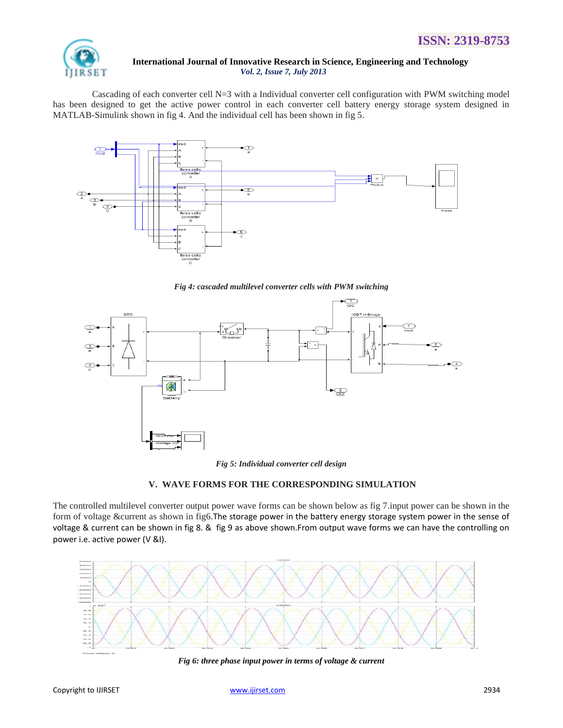Cascading of each converter cell N=3 with a Individual converter cell configuration with PWM switching model has been designed to get the active power control in each converter cell battery energy storage system designed in MATLAB-Simulink shown in fig 4. And the individual cell has been shown in fig 5.

*Fig 4: cascaded multilevel converter cells with PWM switching*

*Fig 5: Individual converter cell design*

## V. WAVE FORMS FOR THE CORRESPONDING SIMULATION

The controlled multilevel converter output power wave forms can be shown below as fig 7.input power can be shown in the form of voltage &current as shown in fig6.The storage power in the battery energy storage system power in the sense of voltage & current can be shown in fig 8. & fig 9 as above shown.From output wave forms we can have the controlling on power i.e. active power (V &I).

*Fig 6: three phase input power in terms of voltage & current*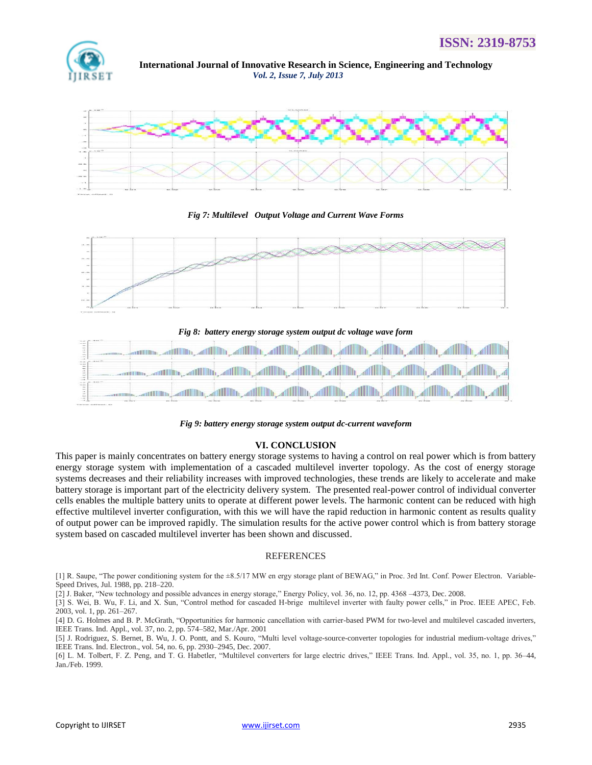*Fig 7: Multilevel Output Voltage and Current Wave Forms*

*Fig 8: battery energy storage system output dc voltage wave form*

*Fig 9: battery energy storage system output dc-current waveform*

## VI. CONCLUSION

This paper is mainly concentrates on battery energy storage systems to having a control on real power which is from battery energy storage system with implementation of a cascaded multilevel inverter topology. As the cost of energy storage systems decreases and their reliability increases with improved technologies, these trends are likely to accelerate and make battery storage is important part of the electricity delivery system. The presented real-power control of individual converter cells enables the multiple battery units to operate at different power levels. The harmonic content can be reduced with high effective multilevel inverter configuration, with this we will have the rapid reduction in harmonic content as results quality of output power can be improved rapidly. The simulation results for the active power control which is from battery storage system based on cascaded multilevel inverter has been shown and discussed.

## REFERENCES

[1] R. Saupe, "The power conditioning system for the ±8.5/17 MW en ergy storage plant of BEWAG," in Proc. 3rd Int. Conf. Power Electron. Variable-Speed Drives, Jul. 1988, pp. 218–220.

[2] J. Baker, "New technology and possible advances in energy storage," Energy Policy, vol. 36, no. 12, pp. 4368 –4373, Dec. 2008.

[3] S. Wei, B. Wu, F. Li, and X. Sun, "Control method for cascaded H-brige multilevel inverter with faulty power cells," in Proc. IEEE APEC, Feb. 2003, vol. 1, pp. 261–267.

[4] D. G. Holmes and B. P. McGrath, "Opportunities for harmonic cancellation with carrier-based PWM for two-level and multilevel cascaded inverters, IEEE Trans. Ind. Appl., vol. 37, no. 2, pp. 574–582, Mar./Apr. 2001

[5] J. Rodriguez, S. Bernet, B. Wu, J. O. Pontt, and S. Kouro, "Multi level voltage-source-converter topologies for industrial medium-voltage drives," IEEE Trans. Ind. Electron., vol. 54, no. 6, pp. 2930–2945, Dec. 2007.

[6] L. M. Tolbert, F. Z. Peng, and T. G. Habetler, "Multilevel converters for large electric drives," IEEE Trans. Ind. Appl., vol. 35, no. 1, pp. 36–44, Jan./Feb. 1999.